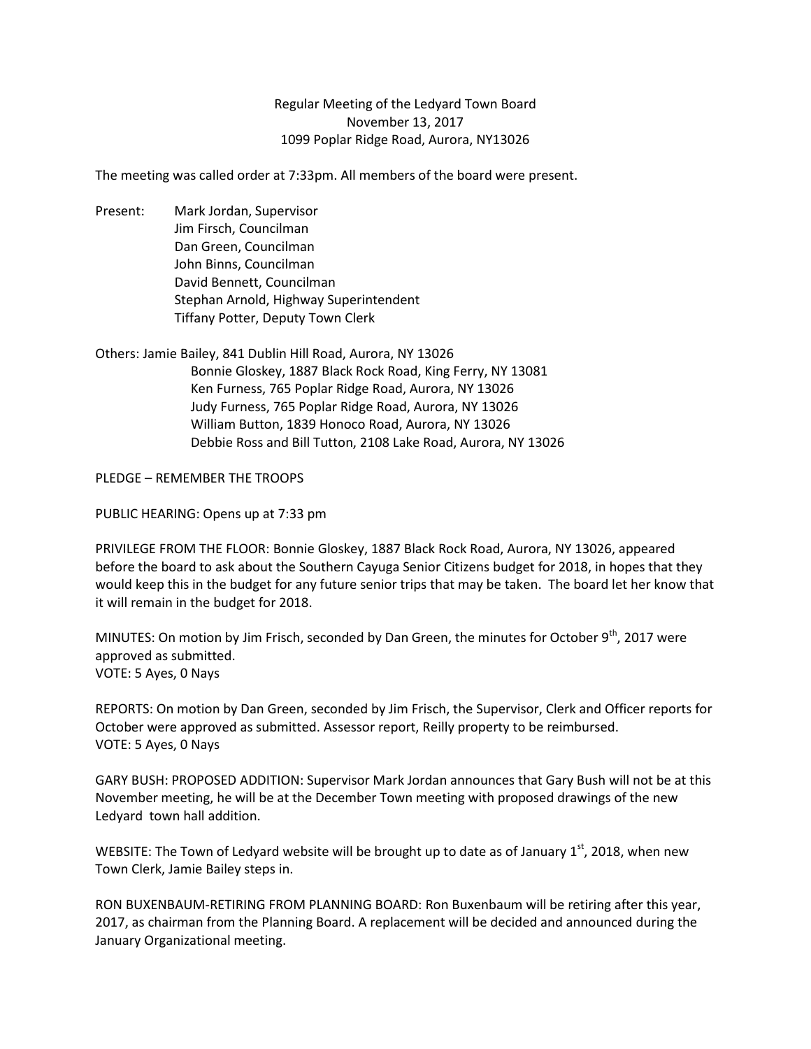Regular Meeting of the Ledyard Town Board
November 13, 2017
1099 Poplar Ridge Road, Aurora, NY13026

The meeting was called order at 7:33pm. All members of the board were present.

Present: Mark Jordan, Supervisor
Jim Firsch, Councilman
Dan Green, Councilman
John Binns, Councilman
David Bennett, Councilman
Stephan Arnold, Highway Superintendent
Tiffany Potter, Deputy Town Clerk

Others: Jamie Bailey, 841 Dublin Hill Road, Aurora, NY 13026
Bonnie Gloskey, 1887 Black Rock Road, King Ferry, NY 13081
Ken Furness, 765 Poplar Ridge Road, Aurora, NY 13026
Judy Furness, 765 Poplar Ridge Road, Aurora, NY 13026
William Button, 1839 Honoco Road, Aurora, NY 13026
Debbie Ross and Bill Tutton, 2108 Lake Road, Aurora, NY 13026

PLEDGE – REMEMBER THE TROOPS

PUBLIC HEARING: Opens up at 7:33 pm

PRIVILEGE FROM THE FLOOR: Bonnie Gloskey, 1887 Black Rock Road, Aurora, NY 13026, appeared before the board to ask about the Southern Cayuga Senior Citizens budget for 2018, in hopes that they would keep this in the budget for any future senior trips that may be taken. The board let her know that it will remain in the budget for 2018.

MINUTES: On motion by Jim Frisch, seconded by Dan Green, the minutes for October 9th, 2017 were approved as submitted.
VOTE: 5 Ayes, 0 Nays

REPORTS: On motion by Dan Green, seconded by Jim Frisch, the Supervisor, Clerk and Officer reports for October were approved as submitted. Assessor report, Reilly property to be reimbursed.
VOTE: 5 Ayes, 0 Nays

GARY BUSH: PROPOSED ADDITION: Supervisor Mark Jordan announces that Gary Bush will not be at this November meeting, he will be at the December Town meeting with proposed drawings of the new Ledyard town hall addition.

WEBSITE: The Town of Ledyard website will be brought up to date as of January 1st, 2018, when new Town Clerk, Jamie Bailey steps in.

RON BUXENBAUM-RETIRING FROM PLANNING BOARD: Ron Buxenbaum will be retiring after this year, 2017, as chairman from the Planning Board. A replacement will be decided and announced during the January Organizational meeting.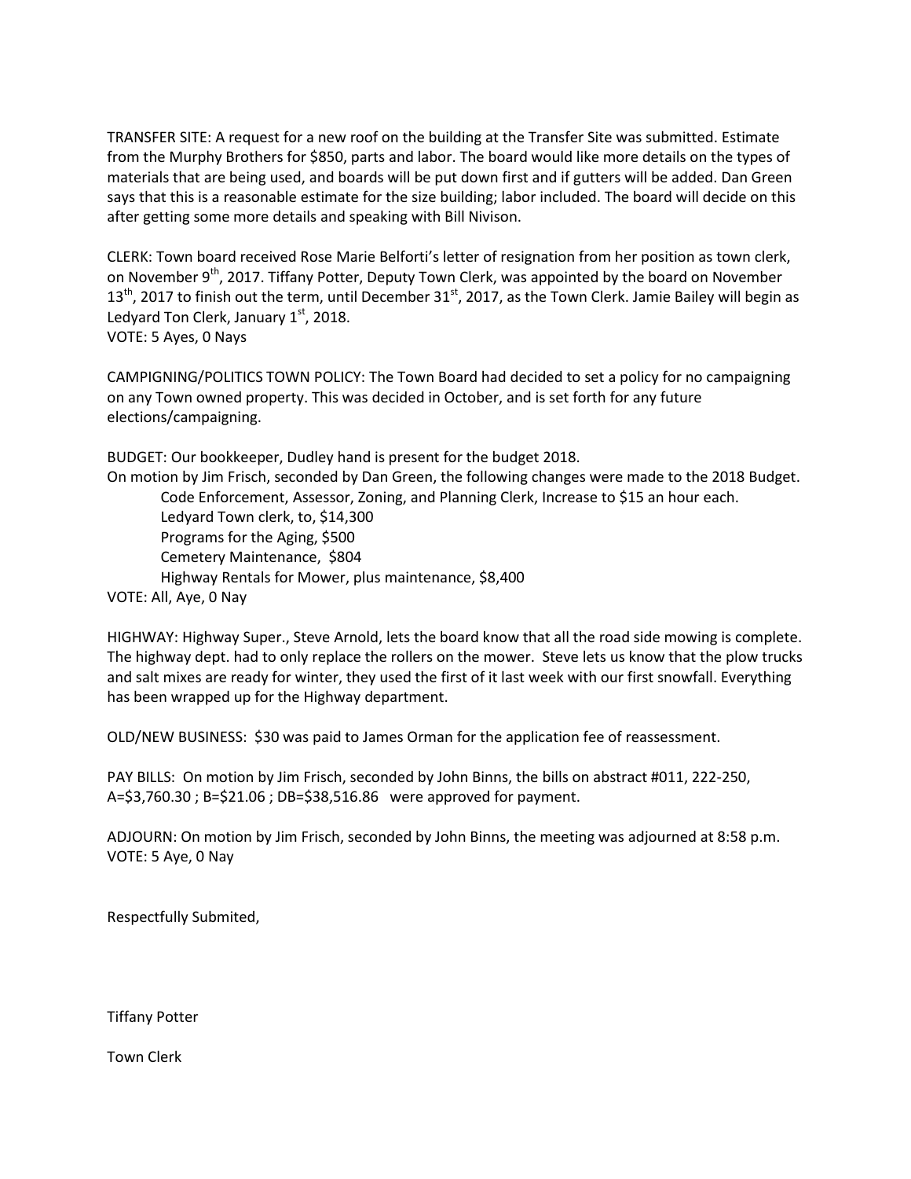TRANSFER SITE: A request for a new roof on the building at the Transfer Site was submitted. Estimate from the Murphy Brothers for $850, parts and labor. The board would like more details on the types of materials that are being used, and boards will be put down first and if gutters will be added. Dan Green says that this is a reasonable estimate for the size building; labor included. The board will decide on this after getting some more details and speaking with Bill Nivison.

CLERK: Town board received Rose Marie Belforti's letter of resignation from her position as town clerk, on November 9th, 2017. Tiffany Potter, Deputy Town Clerk, was appointed by the board on November 13th, 2017 to finish out the term, until December 31st, 2017, as the Town Clerk. Jamie Bailey will begin as Ledyard Ton Clerk, January 1st, 2018.
VOTE: 5 Ayes, 0 Nays

CAMPIGNING/POLITICS TOWN POLICY: The Town Board had decided to set a policy for no campaigning on any Town owned property. This was decided in October, and is set forth for any future elections/campaigning.

BUDGET: Our bookkeeper, Dudley hand is present for the budget 2018.
On motion by Jim Frisch, seconded by Dan Green, the following changes were made to the 2018 Budget.

- Code Enforcement, Assessor, Zoning, and Planning Clerk, Increase to $15 an hour each.
- Ledyard Town clerk, to, $14,300
- Programs for the Aging, $500
- Cemetery Maintenance, $804
- Highway Rentals for Mower, plus maintenance, $8,400

VOTE: All, Aye, 0 Nay

HIGHWAY: Highway Super., Steve Arnold, lets the board know that all the road side mowing is complete. The highway dept. had to only replace the rollers on the mower. Steve lets us know that the plow trucks and salt mixes are ready for winter, they used the first of it last week with our first snowfall. Everything has been wrapped up for the Highway department.

OLD/NEW BUSINESS: $30 was paid to James Orman for the application fee of reassessment.

PAY BILLS: On motion by Jim Frisch, seconded by John Binns, the bills on abstract #011, 222-250, A=$3,760.30 ; B=$21.06 ; DB=$38,516.86 were approved for payment.

ADJOURN: On motion by Jim Frisch, seconded by John Binns, the meeting was adjourned at 8:58 p.m.
VOTE: 5 Aye, 0 Nay

Respectfully Submited,

Tiffany Potter

Town Clerk